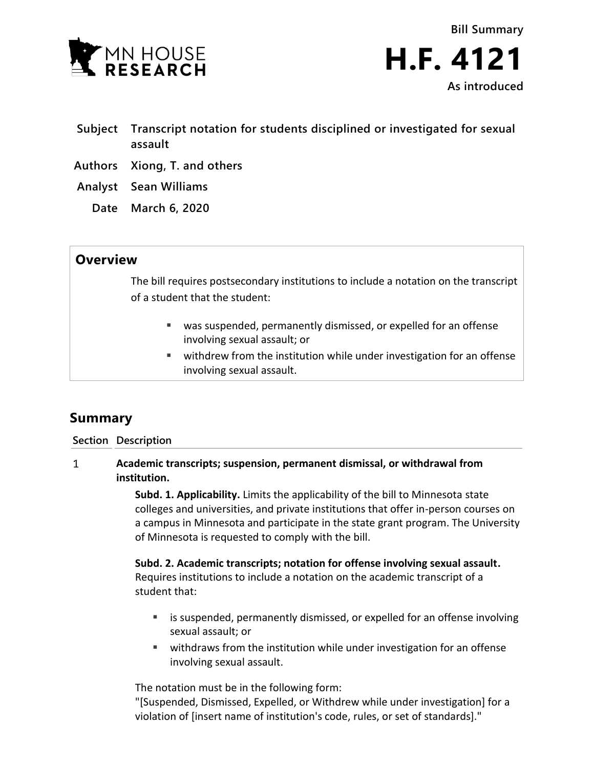MN HOUSE RESEARCH

Bill Summary

# H.F. 4121

As introduced

**Subject** Transcript notation for students disciplined or investigated for sexual assault

**Authors** Xiong, T. and others

**Analyst** Sean Williams

**Date** March 6, 2020

## Overview

The bill requires postsecondary institutions to include a notation on the transcript of a student that the student:

- was suspended, permanently dismissed, or expelled for an offense involving sexual assault; or
- withdrew from the institution while under investigation for an offense involving sexual assault.

## Summary

| Section | Description |
|---|---|

1 **Academic transcripts; suspension, permanent dismissal, or withdrawal from institution.**

**Subd. 1. Applicability.** Limits the applicability of the bill to Minnesota state colleges and universities, and private institutions that offer in-person courses on a campus in Minnesota and participate in the state grant program. The University of Minnesota is requested to comply with the bill.

**Subd. 2. Academic transcripts; notation for offense involving sexual assault.** Requires institutions to include a notation on the academic transcript of a student that:

- is suspended, permanently dismissed, or expelled for an offense involving sexual assault; or
- withdraws from the institution while under investigation for an offense involving sexual assault.

The notation must be in the following form:
"[Suspended, Dismissed, Expelled, or Withdrew while under investigation] for a violation of [insert name of institution's code, rules, or set of standards]."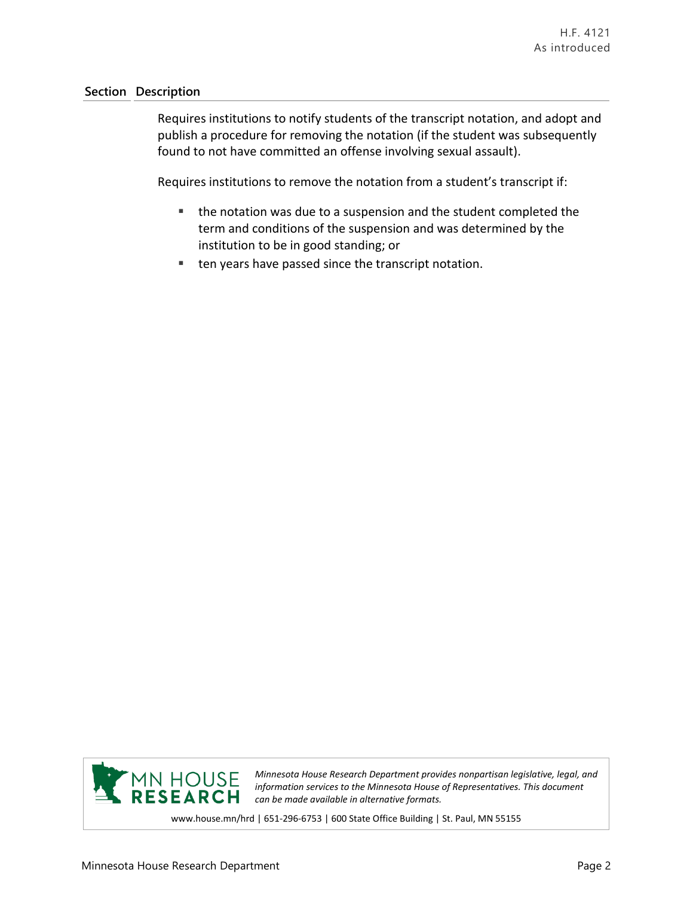| Section | Description |
|---|---|
| | Requires institutions to notify students of the transcript notation, and adopt and publish a procedure for removing the notation (if the student was subsequently found to not have committed an offense involving sexual assault).<br><br>Requires institutions to remove the notation from a student's transcript if:<br><br>▪ the notation was due to a suspension and the student completed the term and conditions of the suspension and was determined by the institution to be in good standing; or<br>▪ ten years have passed since the transcript notation. |

*Minnesota House Research Department provides nonpartisan legislative, legal, and information services to the Minnesota House of Representatives. This document can be made available in alternative formats.*

www.house.mn/hrd | 651-296-6753 | 600 State Office Building | St. Paul, MN 55155